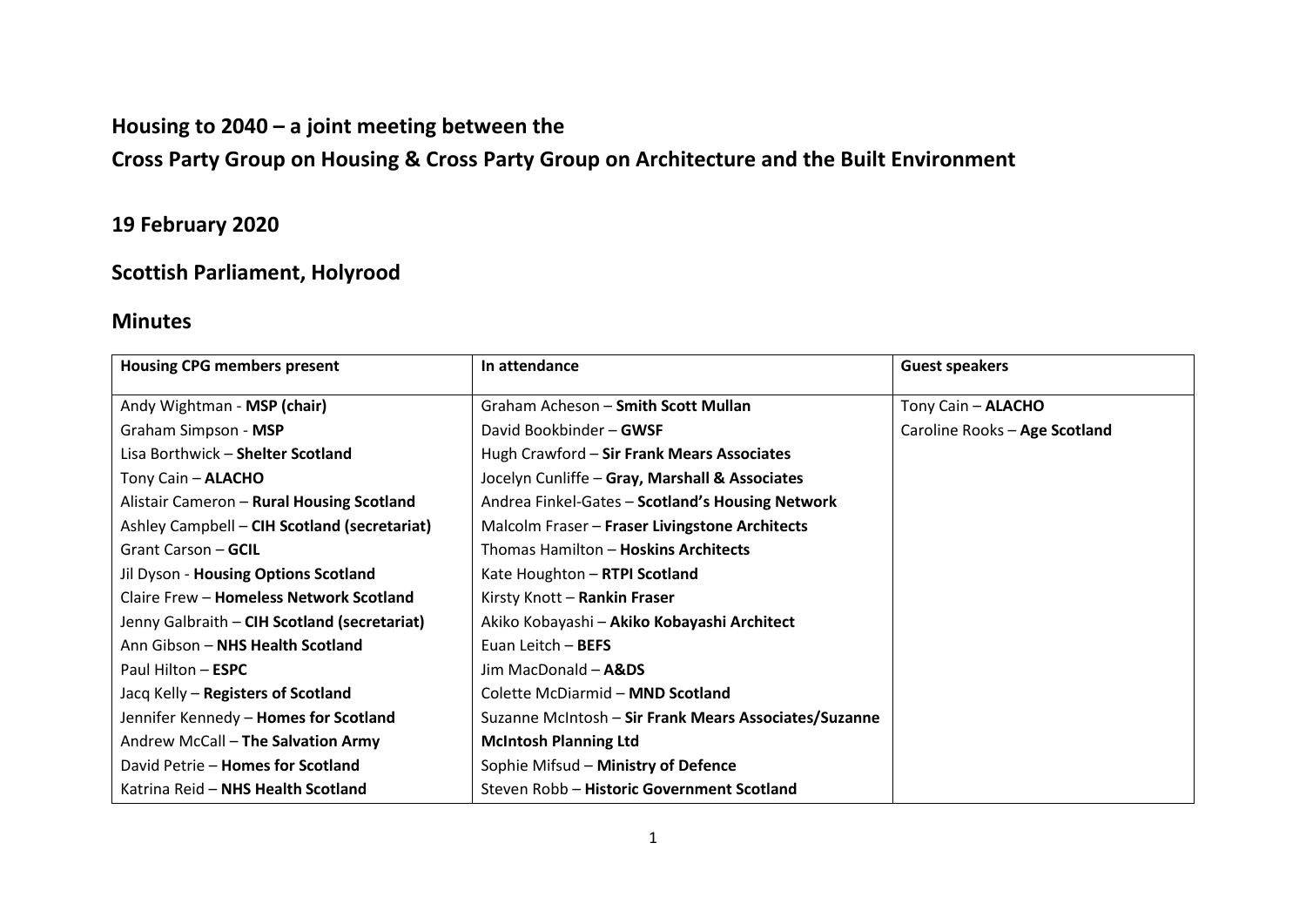## Housing to 2040 – a joint meeting between the

## Cross Party Group on Housing & Cross Party Group on Architecture and the Built Environment

## 19 February 2020

## Scottish Parliament, Holyrood

## Minutes

| Housing CPG members present | In attendance | Guest speakers |
|---|---|---|
| Andy Wightman - **MSP (chair)** | Graham Acheson – **Smith Scott Mullan** | Tony Cain – **ALACHO** |
| Graham Simpson - **MSP** | David Bookbinder – **GWSF** | Caroline Rooks – **Age Scotland** |
| Lisa Borthwick – **Shelter Scotland** | Hugh Crawford – **Sir Frank Mears Associates** | |
| Tony Cain – **ALACHO** | Jocelyn Cunliffe – **Gray, Marshall & Associates** | |
| Alistair Cameron – **Rural Housing Scotland** | Andrea Finkel-Gates – **Scotland's Housing Network** | |
| Ashley Campbell – **CIH Scotland (secretariat)** | Malcolm Fraser – **Fraser Livingstone Architects** | |
| Grant Carson – **GCIL** | Thomas Hamilton – **Hoskins Architects** | |
| Jil Dyson - **Housing Options Scotland** | Kate Houghton – **RTPI Scotland** | |
| Claire Frew – **Homeless Network Scotland** | Kirsty Knott – **Rankin Fraser** | |
| Jenny Galbraith – **CIH Scotland (secretariat)** | Akiko Kobayashi – **Akiko Kobayashi Architect** | |
| Ann Gibson – **NHS Health Scotland** | Euan Leitch – **BEFS** | |
| Paul Hilton – **ESPC** | Jim MacDonald – **A&DS** | |
| Jacq Kelly – **Registers of Scotland** | Colette McDiarmid – **MND Scotland** | |
| Jennifer Kennedy – **Homes for Scotland** | Suzanne McIntosh – **Sir Frank Mears Associates/Suzanne McIntosh Planning Ltd** | |
| Andrew McCall – **The Salvation Army** | | |
| David Petrie – **Homes for Scotland** | Sophie Mifsud – **Ministry of Defence** | |
| Katrina Reid – **NHS Health Scotland** | Steven Robb – **Historic Government Scotland** | |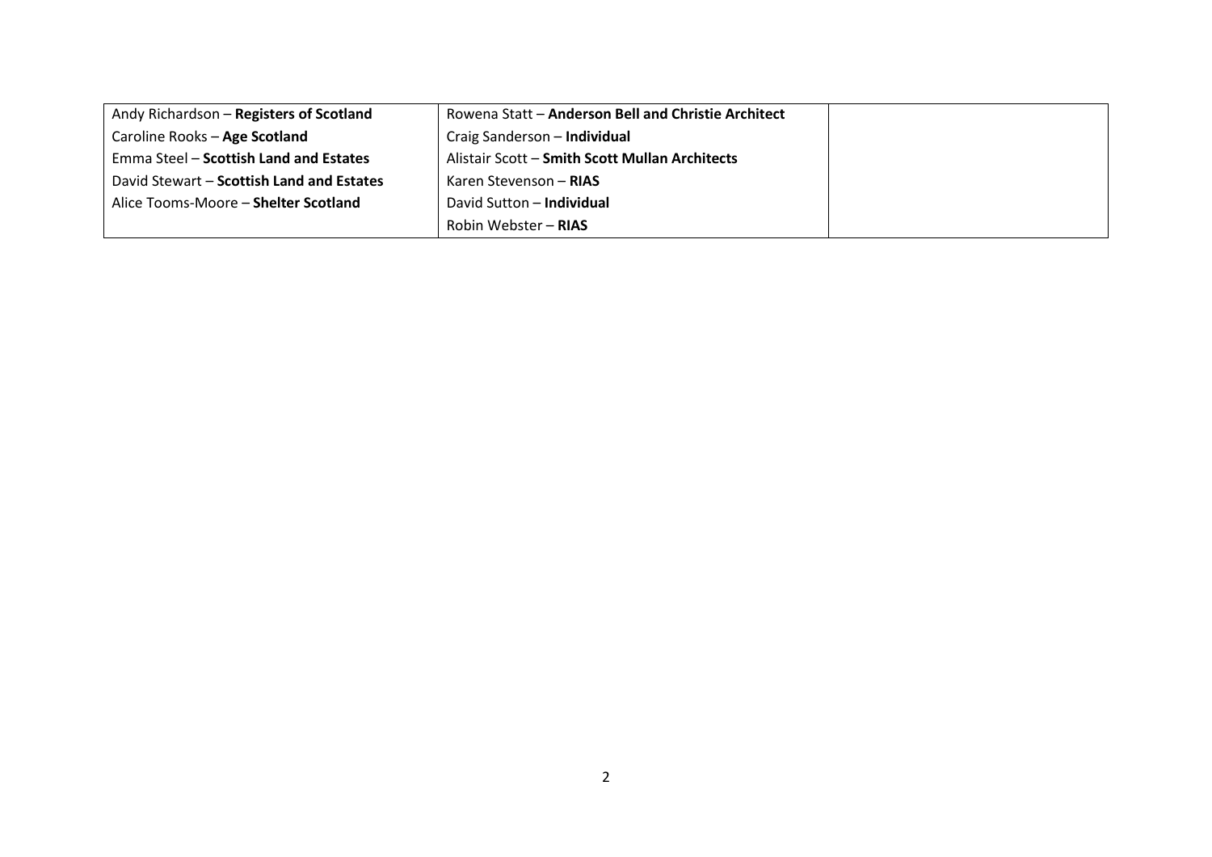| | | |
|---|---|---|
| Andy Richardson – **Registers of Scotland** | Rowena Statt – **Anderson Bell and Christie Architect** | |
| Caroline Rooks – **Age Scotland** | Craig Sanderson – **Individual** | |
| Emma Steel – **Scottish Land and Estates** | Alistair Scott – **Smith Scott Mullan Architects** | |
| David Stewart – **Scottish Land and Estates** | Karen Stevenson – **RIAS** | |
| Alice Tooms-Moore – **Shelter Scotland** | David Sutton – **Individual** | |
| | Robin Webster – **RIAS** | |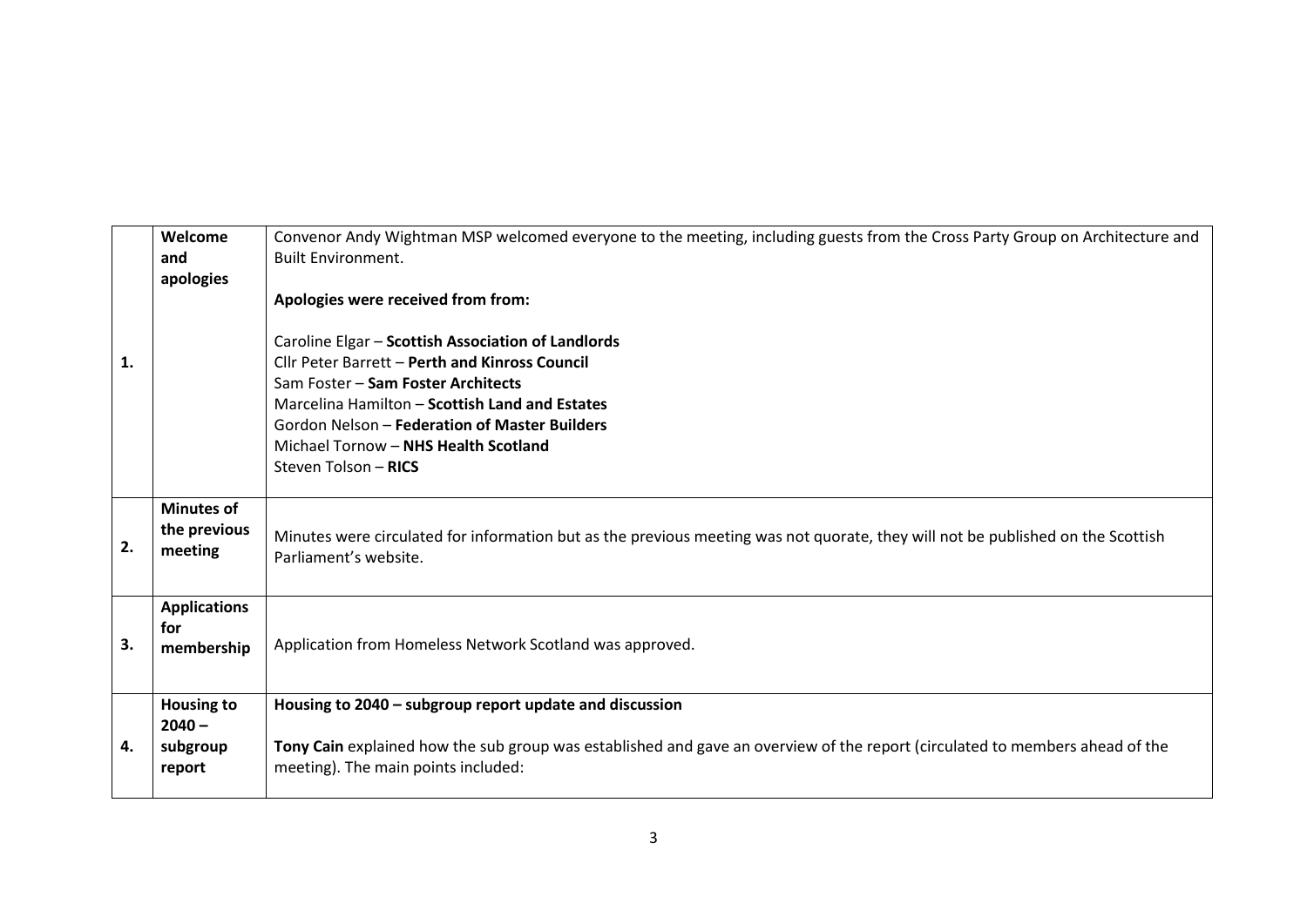| | | |
|---|---|---|
| 1. | **Welcome and apologies** | Convenor Andy Wightman MSP welcomed everyone to the meeting, including guests from the Cross Party Group on Architecture and Built Environment.<br><br>**Apologies were received from from:**<br><br>Caroline Elgar – **Scottish Association of Landlords**<br>Cllr Peter Barrett – **Perth and Kinross Council**<br>Sam Foster – **Sam Foster Architects**<br>Marcelina Hamilton – **Scottish Land and Estates**<br>Gordon Nelson – **Federation of Master Builders**<br>Michael Tornow – **NHS Health Scotland**<br>Steven Tolson – **RICS** |
| 2. | **Minutes of the previous meeting** | Minutes were circulated for information but as the previous meeting was not quorate, they will not be published on the Scottish Parliament's website. |
| 3. | **Applications for membership** | Application from Homeless Network Scotland was approved. |
| 4. | **Housing to 2040 – subgroup report** | **Housing to 2040 – subgroup report update and discussion**<br><br>**Tony Cain** explained how the sub group was established and gave an overview of the report (circulated to members ahead of the meeting). The main points included: |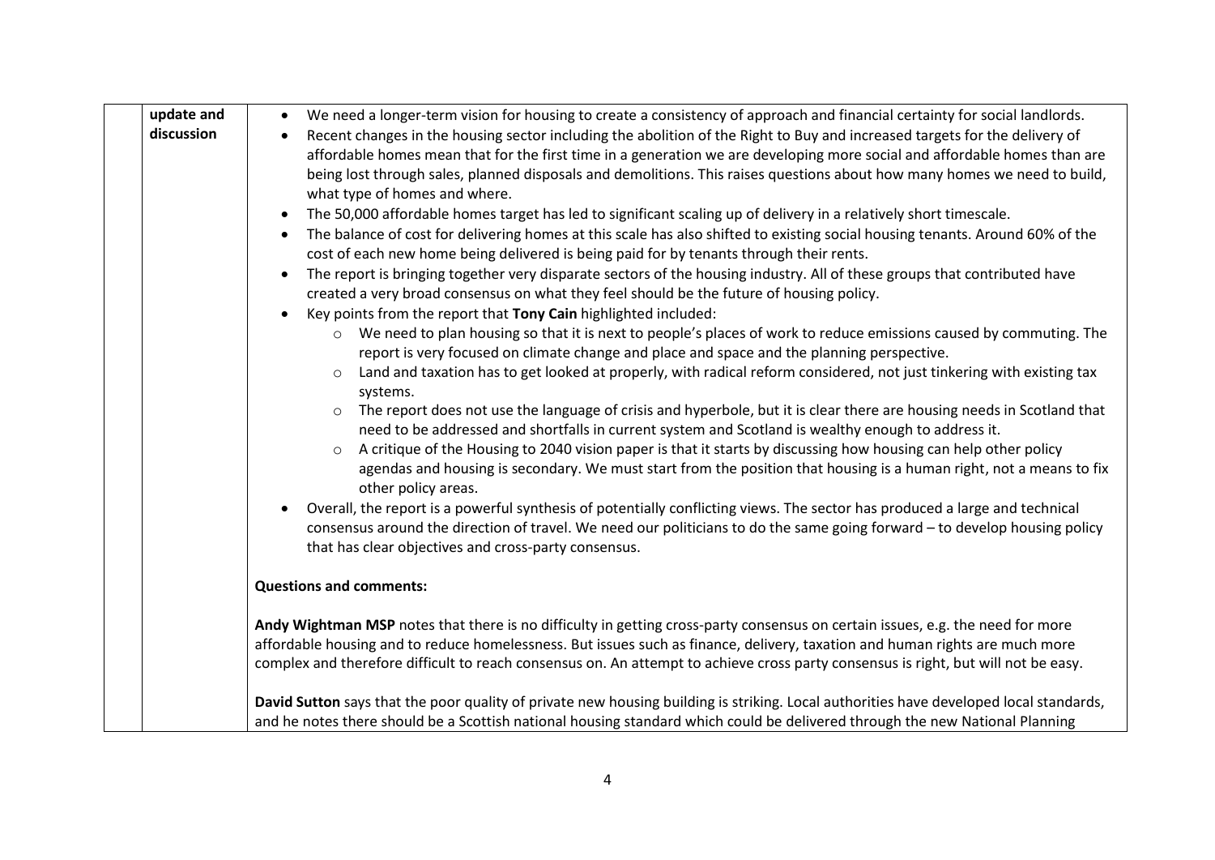| | update and discussion | • We need a longer-term vision for housing to create a consistency of approach and financial certainty for social landlords.<br>• Recent changes in the housing sector including the abolition of the Right to Buy and increased targets for the delivery of affordable homes mean that for the first time in a generation we are developing more social and affordable homes than are being lost through sales, planned disposals and demolitions. This raises questions about how many homes we need to build, what type of homes and where.<br>• The 50,000 affordable homes target has led to significant scaling up of delivery in a relatively short timescale.<br>• The balance of cost for delivering homes at this scale has also shifted to existing social housing tenants. Around 60% of the cost of each new home being delivered is being paid for by tenants through their rents.<br>• The report is bringing together very disparate sectors of the housing industry. All of these groups that contributed have created a very broad consensus on what they feel should be the future of housing policy.<br>• Key points from the report that **Tony Cain** highlighted included:<br>  ○ We need to plan housing so that it is next to people's places of work to reduce emissions caused by commuting. The report is very focused on climate change and place and space and the planning perspective.<br>  ○ Land and taxation has to get looked at properly, with radical reform considered, not just tinkering with existing tax systems.<br>  ○ The report does not use the language of crisis and hyperbole, but it is clear there are housing needs in Scotland that need to be addressed and shortfalls in current system and Scotland is wealthy enough to address it.<br>  ○ A critique of the Housing to 2040 vision paper is that it starts by discussing how housing can help other policy agendas and housing is secondary. We must start from the position that housing is a human right, not a means to fix other policy areas.<br>• Overall, the report is a powerful synthesis of potentially conflicting views. The sector has produced a large and technical consensus around the direction of travel. We need our politicians to do the same going forward – to develop housing policy that has clear objectives and cross-party consensus.<br><br>**Questions and comments:**<br><br>**Andy Wightman MSP** notes that there is no difficulty in getting cross-party consensus on certain issues, e.g. the need for more affordable housing and to reduce homelessness. But issues such as finance, delivery, taxation and human rights are much more complex and therefore difficult to reach consensus on. An attempt to achieve cross party consensus is right, but will not be easy.<br><br>**David Sutton** says that the poor quality of private new housing building is striking. Local authorities have developed local standards, and he notes there should be a Scottish national housing standard which could be delivered through the new National Planning |
|---|---|---|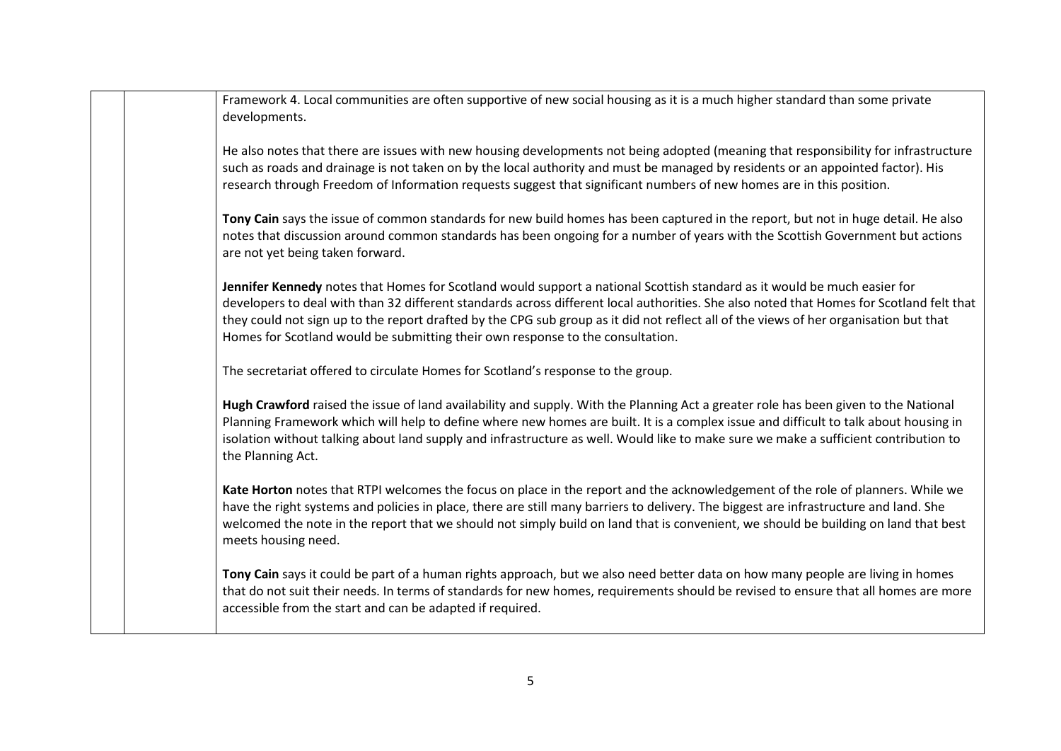Framework 4. Local communities are often supportive of new social housing as it is a much higher standard than some private developments.

He also notes that there are issues with new housing developments not being adopted (meaning that responsibility for infrastructure such as roads and drainage is not taken on by the local authority and must be managed by residents or an appointed factor). His research through Freedom of Information requests suggest that significant numbers of new homes are in this position.

**Tony Cain** says the issue of common standards for new build homes has been captured in the report, but not in huge detail. He also notes that discussion around common standards has been ongoing for a number of years with the Scottish Government but actions are not yet being taken forward.

**Jennifer Kennedy** notes that Homes for Scotland would support a national Scottish standard as it would be much easier for developers to deal with than 32 different standards across different local authorities. She also noted that Homes for Scotland felt that they could not sign up to the report drafted by the CPG sub group as it did not reflect all of the views of her organisation but that Homes for Scotland would be submitting their own response to the consultation.

The secretariat offered to circulate Homes for Scotland's response to the group.

**Hugh Crawford** raised the issue of land availability and supply. With the Planning Act a greater role has been given to the National Planning Framework which will help to define where new homes are built. It is a complex issue and difficult to talk about housing in isolation without talking about land supply and infrastructure as well. Would like to make sure we make a sufficient contribution to the Planning Act.

**Kate Horton** notes that RTPI welcomes the focus on place in the report and the acknowledgement of the role of planners. While we have the right systems and policies in place, there are still many barriers to delivery. The biggest are infrastructure and land. She welcomed the note in the report that we should not simply build on land that is convenient, we should be building on land that best meets housing need.

**Tony Cain** says it could be part of a human rights approach, but we also need better data on how many people are living in homes that do not suit their needs. In terms of standards for new homes, requirements should be revised to ensure that all homes are more accessible from the start and can be adapted if required.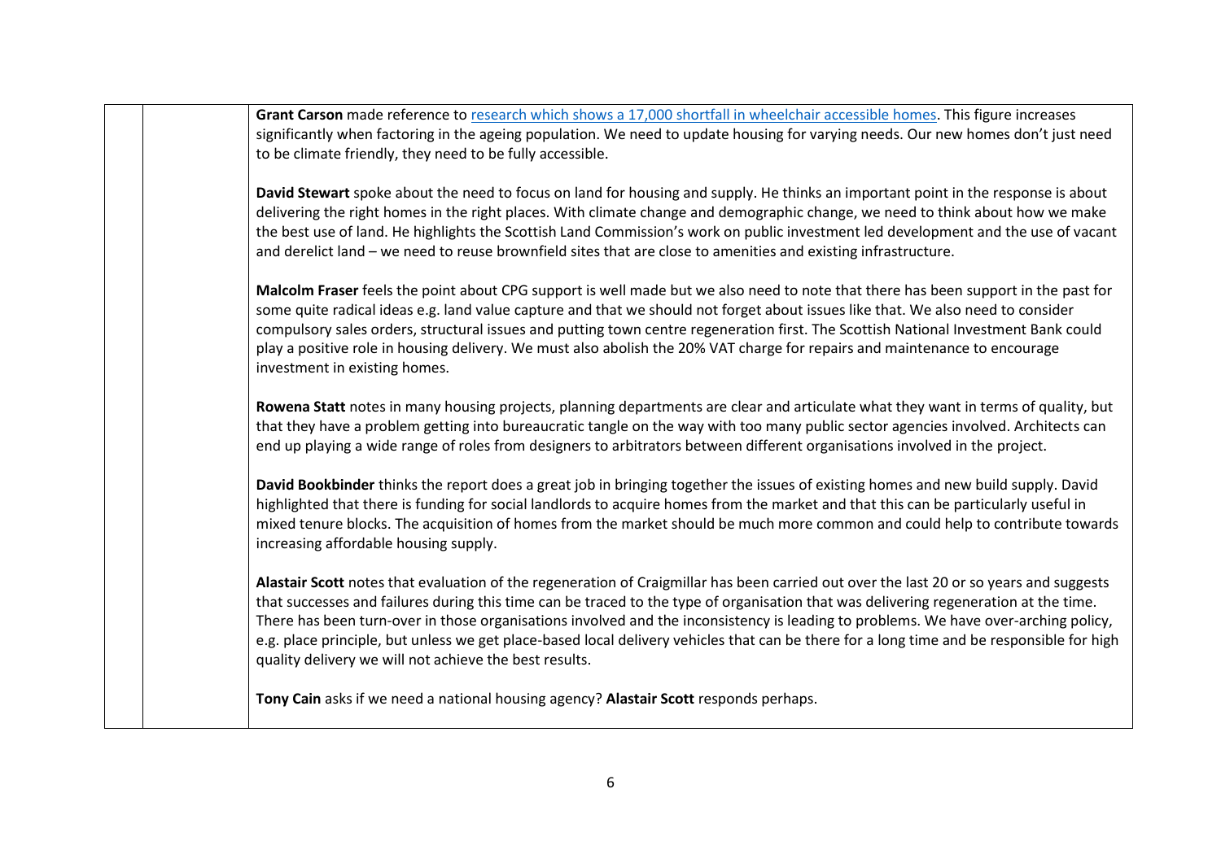**Grant Carson** made reference to [research which shows a 17,000 shortfall in wheelchair accessible homes](). This figure increases significantly when factoring in the ageing population. We need to update housing for varying needs. Our new homes don't just need to be climate friendly, they need to be fully accessible.

**David Stewart** spoke about the need to focus on land for housing and supply. He thinks an important point in the response is about delivering the right homes in the right places. With climate change and demographic change, we need to think about how we make the best use of land. He highlights the Scottish Land Commission's work on public investment led development and the use of vacant and derelict land – we need to reuse brownfield sites that are close to amenities and existing infrastructure.

**Malcolm Fraser** feels the point about CPG support is well made but we also need to note that there has been support in the past for some quite radical ideas e.g. land value capture and that we should not forget about issues like that. We also need to consider compulsory sales orders, structural issues and putting town centre regeneration first. The Scottish National Investment Bank could play a positive role in housing delivery. We must also abolish the 20% VAT charge for repairs and maintenance to encourage investment in existing homes.

**Rowena Statt** notes in many housing projects, planning departments are clear and articulate what they want in terms of quality, but that they have a problem getting into bureaucratic tangle on the way with too many public sector agencies involved. Architects can end up playing a wide range of roles from designers to arbitrators between different organisations involved in the project.

**David Bookbinder** thinks the report does a great job in bringing together the issues of existing homes and new build supply. David highlighted that there is funding for social landlords to acquire homes from the market and that this can be particularly useful in mixed tenure blocks. The acquisition of homes from the market should be much more common and could help to contribute towards increasing affordable housing supply.

**Alastair Scott** notes that evaluation of the regeneration of Craigmillar has been carried out over the last 20 or so years and suggests that successes and failures during this time can be traced to the type of organisation that was delivering regeneration at the time. There has been turn-over in those organisations involved and the inconsistency is leading to problems. We have over-arching policy, e.g. place principle, but unless we get place-based local delivery vehicles that can be there for a long time and be responsible for high quality delivery we will not achieve the best results.

**Tony Cain** asks if we need a national housing agency? **Alastair Scott** responds perhaps.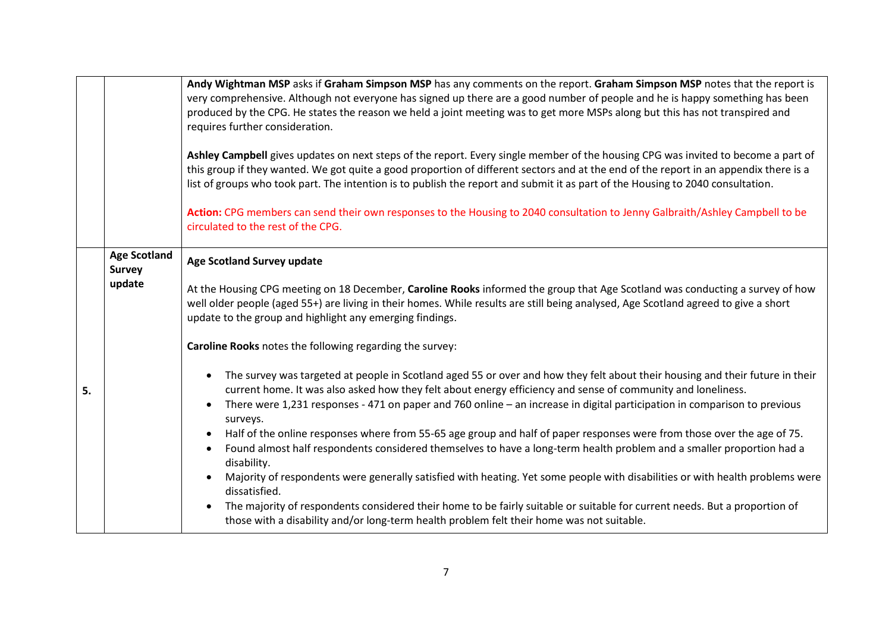| | | |
|---|---|---|
| | | **Andy Wightman MSP** asks if **Graham Simpson MSP** has any comments on the report. **Graham Simpson MSP** notes that the report is very comprehensive. Although not everyone has signed up there are a good number of people and he is happy something has been produced by the CPG. He states the reason we held a joint meeting was to get more MSPs along but this has not transpired and requires further consideration.<br><br>**Ashley Campbell** gives updates on next steps of the report. Every single member of the housing CPG was invited to become a part of this group if they wanted. We got quite a good proportion of different sectors and at the end of the report in an appendix there is a list of groups who took part. The intention is to publish the report and submit it as part of the Housing to 2040 consultation.<br><br>**Action:** CPG members can send their own responses to the Housing to 2040 consultation to Jenny Galbraith/Ashley Campbell to be circulated to the rest of the CPG. |
| **5.** | **Age Scotland Survey update** | **Age Scotland Survey update**<br><br>At the Housing CPG meeting on 18 December, **Caroline Rooks** informed the group that Age Scotland was conducting a survey of how well older people (aged 55+) are living in their homes. While results are still being analysed, Age Scotland agreed to give a short update to the group and highlight any emerging findings.<br><br>**Caroline Rooks** notes the following regarding the survey:<br><br>• The survey was targeted at people in Scotland aged 55 or over and how they felt about their housing and their future in their current home. It was also asked how they felt about energy efficiency and sense of community and loneliness.<br>• There were 1,231 responses - 471 on paper and 760 online – an increase in digital participation in comparison to previous surveys.<br>• Half of the online responses where from 55-65 age group and half of paper responses were from those over the age of 75.<br>• Found almost half respondents considered themselves to have a long-term health problem and a smaller proportion had a disability.<br>• Majority of respondents were generally satisfied with heating. Yet some people with disabilities or with health problems were dissatisfied.<br>• The majority of respondents considered their home to be fairly suitable or suitable for current needs. But a proportion of those with a disability and/or long-term health problem felt their home was not suitable. |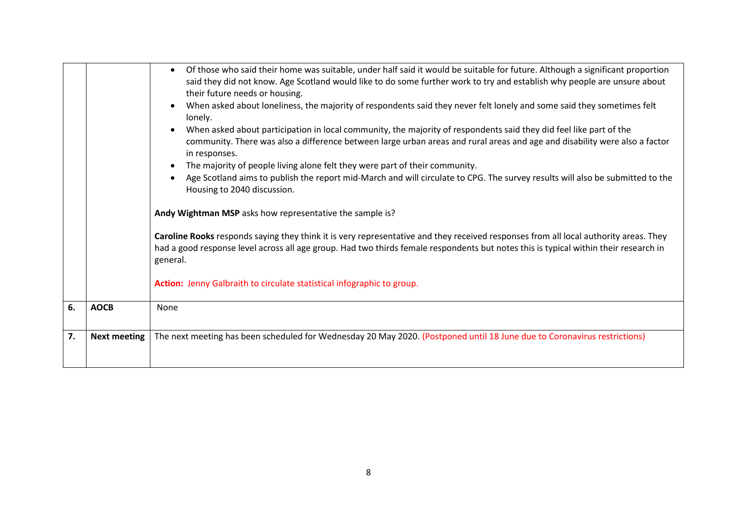| | | |
|---|---|---|
| | | <ul><li>Of those who said their home was suitable, under half said it would be suitable for future. Although a significant proportion said they did not know. Age Scotland would like to do some further work to try and establish why people are unsure about their future needs or housing.</li><li>When asked about loneliness, the majority of respondents said they never felt lonely and some said they sometimes felt lonely.</li><li>When asked about participation in local community, the majority of respondents said they did feel like part of the community. There was also a difference between large urban areas and rural areas and age and disability were also a factor in responses.</li><li>The majority of people living alone felt they were part of their community.</li><li>Age Scotland aims to publish the report mid-March and will circulate to CPG. The survey results will also be submitted to the Housing to 2040 discussion.</li></ul>**Andy Wightman MSP** asks how representative the sample is?<br><br>**Caroline Rooks** responds saying they think it is very representative and they received responses from all local authority areas. They had a good response level across all age group. Had two thirds female respondents but notes this is typical within their research in general.<br><br>**Action:** Jenny Galbraith to circulate statistical infographic to group. |
| **6.** | **AOCB** | None |
| **7.** | **Next meeting** | The next meeting has been scheduled for Wednesday 20 May 2020. (Postponed until 18 June due to Coronavirus restrictions) |